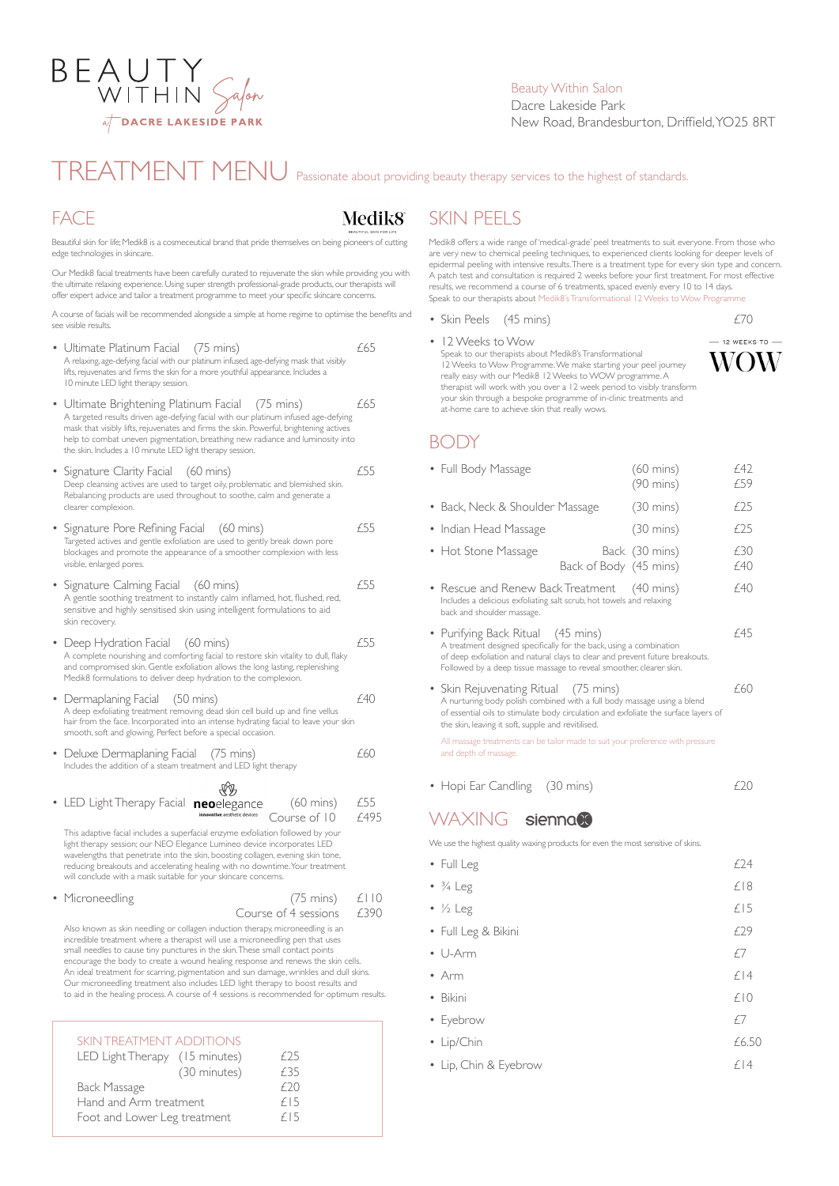# BEAUTY WITHIN Salon at DACRE LAKESIDE PARK

Beauty Within Salon
Dacre Lakeside Park
New Road, Brandesburton, Driffield, YO25 8RT

# TREATMENT MENU

Passionate about providing beauty therapy services to the highest of standards.

## FACE

Medik8

Beautiful skin for life; Medik8 is a cosmeceutical brand that pride themselves on being pioneers of cutting edge technologies in skincare.

Our Medik8 facial treatments have been carefully curated to rejuvenate the skin while providing you with the ultimate relaxing experience. Using super strength professional-grade products, our therapists will offer expert advice and tailor a treatment programme to meet your specific skincare concerns.

A course of facials will be recommended alongside a simple at home regime to optimise the benefits and see visible results.

- **Ultimate Platinum Facial** (75 mins) — £65
  A relaxing, age-defying facial with our platinum infused, age-defying mask that visibly lifts, rejuvenates and firms the skin for a more youthful appearance. Includes a 10 minute LED light therapy session.

- **Ultimate Brightening Platinum Facial** (75 mins) — £65
  A targeted results driven age-defying facial with our platinum infused age-defying mask that visibly lifts, rejuvenates and firms the skin. Powerful, brightening actives help to combat uneven pigmentation, breathing new radiance and luminosity into the skin. Includes a 10 minute LED light therapy session.

- **Signature Clarity Facial** (60 mins) — £55
  Deep cleansing actives are used to target oily, problematic and blemished skin. Rebalancing products are used throughout to soothe, calm and generate a clearer complexion.

- **Signature Pore Refining Facial** (60 mins) — £55
  Targeted actives and gentle exfoliation are used to gently break down pore blockages and promote the appearance of a smoother complexion with less visible, enlarged pores.

- **Signature Calming Facial** (60 mins) — £55
  A gentle soothing treatment to instantly calm inflamed, hot, flushed, red, sensitive and highly sensitised skin using intelligent formulations to aid skin recovery.

- **Deep Hydration Facial** (60 mins) — £55
  A complete nourishing and comforting facial to restore skin vitality to dull, flaky and compromised skin. Gentle exfoliation allows the long lasting, replenishing Medik8 formulations to deliver deep hydration to the complexion.

- **Dermaplaning Facial** (50 mins) — £40
  A deep exfoliating treatment removing dead skin cell build up and fine vellus hair from the face. Incorporated into an intense hydrating facial to leave your skin smooth, soft and glowing. Perfect before a special occasion.

- **Deluxe Dermaplaning Facial** (75 mins) — £60
  Includes the addition of a steam treatment and LED light therapy

- **LED Light Therapy Facial** (neoelegance – innovative aesthetic devices) (60 mins) — £55; Course of 10 — £495
  This adaptive facial includes a superficial enzyme exfoliation followed by your light therapy session; our NEO Elegance Lumineo device incorporates LED wavelengths that penetrate into the skin, boosting collagen, evening skin tone, reducing breakouts and accelerating healing with no downtime. Your treatment will conclude with a mask suitable for your skincare concerns.

- **Microneedling** (75 mins) — £110; Course of 4 sessions — £390
  Also known as skin needling or collagen induction therapy, microneedling is an incredible treatment where a therapist will use a microneedling pen that uses small needles to cause tiny punctures in the skin. These small contact points encourage the body to create a wound healing response and renews the skin cells. An ideal treatment for scarring, pigmentation and sun damage, wrinkles and dull skins. Our microneedling treatment also includes LED light therapy to boost results and to aid in the healing process. A course of 4 sessions is recommended for optimum results.

### SKIN TREATMENT ADDITIONS

| Treatment | Duration | Price |
|---|---|---|
| LED Light Therapy | (15 minutes) | £25 |
| | (30 minutes) | £35 |
| Back Massage | | £20 |
| Hand and Arm treatment | | £15 |
| Foot and Lower Leg treatment | | £15 |

## SKIN PEELS

Medik8 offers a wide range of 'medical-grade' peel treatments to suit everyone. From those who are very new to chemical peeling techniques, to experienced clients looking for deeper levels of epidermal peeling with intensive results. There is a treatment type for every skin type and concern. A patch test and consultation is required 2 weeks before your first treatment. For most effective results, we recommend a course of 6 treatments, spaced evenly every 10 to 14 days.
Speak to our therapists about Medik8's Transformational 12 Weeks to Wow Programme

- **Skin Peels** (45 mins) — £70
- **12 Weeks to Wow**
  Speak to our therapists about Medik8's Transformational 12 Weeks to Wow Programme. We make starting your peel journey really easy with our Medik8 12 Weeks to WOW programme. A therapist will work with you over a 12 week period to visibly transform your skin through a bespoke programme of in-clinic treatments and at-home care to achieve skin that really wows.

12 WEEKS TO WOW

## BODY

- **Full Body Massage** (60 mins) — £42; (90 mins) — £59
- **Back, Neck & Shoulder Massage** (30 mins) — £25
- **Indian Head Massage** (30 mins) — £25
- **Hot Stone Massage** Back (30 mins) — £30; Back of Body (45 mins) — £40
- **Rescue and Renew Back Treatment** (40 mins) — £40
  Includes a delicious exfoliating salt scrub, hot towels and relaxing back and shoulder massage.
- **Purifying Back Ritual** (45 mins) — £45
  A treatment designed specifically for the back, using a combination of deep exfoliation and natural clays to clear and prevent future breakouts. Followed by a deep tissue massage to reveal smoother, clearer skin.
- **Skin Rejuvenating Ritual** (75 mins) — £60
  A nurturing body polish combined with a full body massage using a blend of essential oils to stimulate body circulation and exfoliate the surface layers of the skin, leaving it soft, supple and revitilised.

All massage treatments can be tailor made to suit your preference with pressure and depth of massage.

- **Hopi Ear Candling** (30 mins) — £20

## WAXING

sienna X

We use the highest quality waxing products for even the most sensitive of skins.

| Treatment | Price |
|---|---|
| Full Leg | £24 |
| ¾ Leg | £18 |
| ½ Leg | £15 |
| Full Leg & Bikini | £29 |
| U-Arm | £7 |
| Arm | £14 |
| Bikini | £10 |
| Eyebrow | £7 |
| Lip/Chin | £6.50 |
| Lip, Chin & Eyebrow | £14 |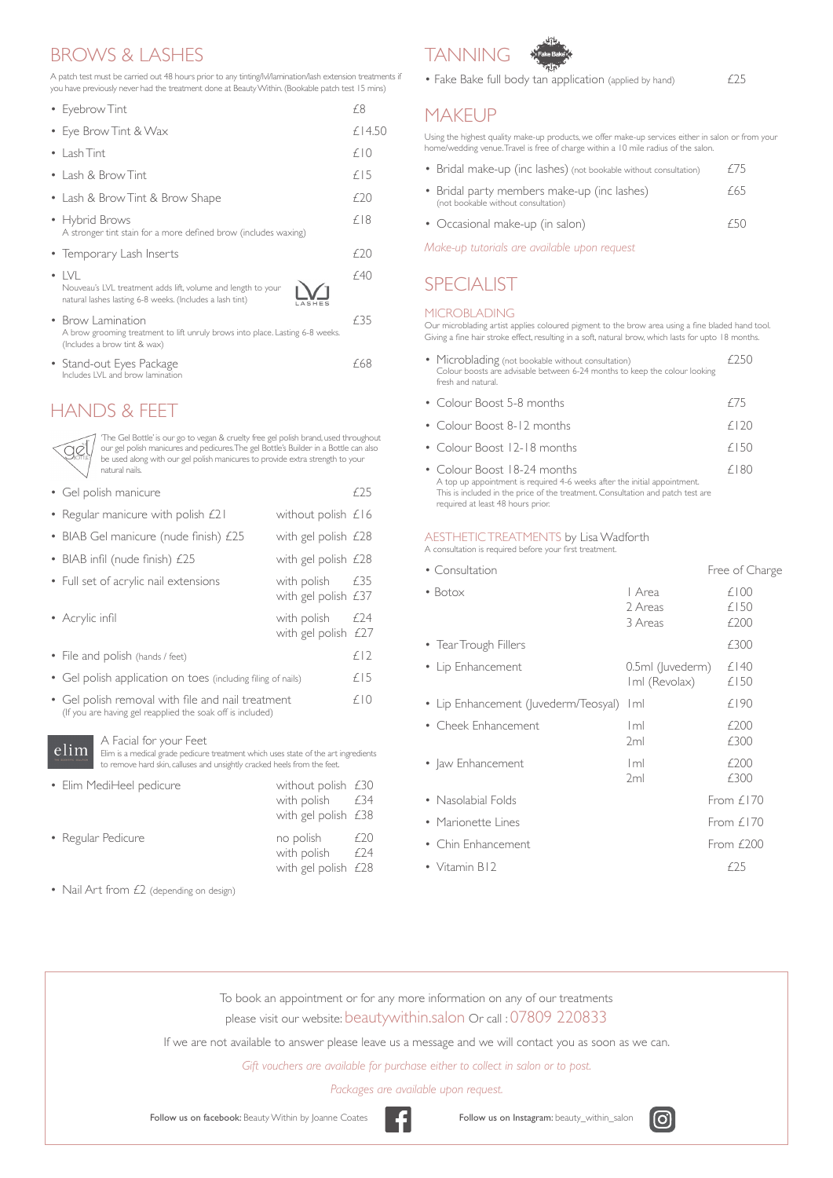## BROWS & LASHES

A patch test must be carried out 48 hours prior to any tinting/lvl/lamination/lash extension treatments if you have previously never had the treatment done at Beauty Within. (Bookable patch test 15 mins)

- Eyebrow Tint £8
- Eye Brow Tint & Wax £14.50
- Lash Tint £10
- Lash & Brow Tint £15
- Lash & Brow Tint & Brow Shape £20
- Hybrid Brows £18
  A stronger tint stain for a more defined brow (includes waxing)
- Temporary Lash Inserts £20
- LVL £40
  Nouveau's LVL treatment adds lift, volume and length to your natural lashes lasting 6-8 weeks. (Includes a lash tint)
- Brow Lamination £35
  A brow grooming treatment to lift unruly brows into place. Lasting 6-8 weeks. (Includes a brow tint & wax)
- Stand-out Eyes Package £68
  Includes LVL and brow lamination

## HANDS & FEET

'The Gel Bottle' is our go to vegan & cruelty free gel polish brand, used throughout our gel polish manicures and pedicures. The gel Bottle's Builder in a Bottle can also be used along with our gel polish manicures to provide extra strength to your natural nails.

| | | |
|---|---|---|
| • Gel polish manicure | | £25 |
| • Regular manicure with polish £21 | without polish | £16 |
| • BIAB Gel manicure (nude finish) £25 | with gel polish | £28 |
| • BIAB infil (nude finish) £25 | with gel polish | £28 |
| • Full set of acrylic nail extensions | with polish | £35 |
| | with gel polish | £37 |
| • Acrylic infil | with polish | £24 |
| | with gel polish | £27 |
| • File and polish (hands / feet) | | £12 |
| • Gel polish application on toes (including filing of nails) | | £15 |
| • Gel polish removal with file and nail treatment (If you are having gel reapplied the soak off is included) | | £10 |

**A Facial for your Feet**

Elim is a medical grade pedicure treatment which uses state of the art ingredients to remove hard skin, calluses and unsightly cracked heels from the feet.

| | | |
|---|---|---|
| • Elim MediHeel pedicure | without polish | £30 |
| | with polish | £34 |
| | with gel polish | £38 |
| • Regular Pedicure | no polish | £20 |
| | with polish | £24 |
| | with gel polish | £28 |

- Nail Art from £2 (depending on design)

## TANNING

- Fake Bake full body tan application (applied by hand) £25

## MAKEUP

Using the highest quality make-up products, we offer make-up services either in salon or from your home/wedding venue. Travel is free of charge within a 10 mile radius of the salon.

- Bridal make-up (inc lashes) (not bookable without consultation) £75
- Bridal party members make-up (inc lashes) (not bookable without consultation) £65
- Occasional make-up (in salon) £50

*Make-up tutorials are available upon request*

## SPECIALIST

### MICROBLADING

Our microblading artist applies coloured pigment to the brow area using a fine bladed hand tool. Giving a fine hair stroke effect, resulting in a soft, natural brow, which lasts for upto 18 months.

- Microblading (not bookable without consultation) £250
  Colour boosts are advisable between 6-24 months to keep the colour looking fresh and natural.
- Colour Boost 5-8 months £75
- Colour Boost 8-12 months £120
- Colour Boost 12-18 months £150
- Colour Boost 18-24 months £180
  A top up appointment is required 4-6 weeks after the initial appointment. This is included in the price of the treatment. Consultation and patch test are required at least 48 hours prior.

### AESTHETIC TREATMENTS by Lisa Wadforth

A consultation is required before your first treatment.

| | | |
|---|---|---|
| • Consultation | | Free of Charge |
| • Botox | 1 Area | £100 |
| | 2 Areas | £150 |
| | 3 Areas | £200 |
| • Tear Trough Fillers | | £300 |
| • Lip Enhancement | 0.5ml (Juvederm) | £140 |
| | 1ml (Revolax) | £150 |
| • Lip Enhancement (Juvederm/Teosyal) | 1ml | £190 |
| • Cheek Enhancement | 1ml | £200 |
| | 2ml | £300 |
| • Jaw Enhancement | 1ml | £200 |
| | 2ml | £300 |
| • Nasolabial Folds | | From £170 |
| • Marionette Lines | | From £170 |
| • Chin Enhancement | | From £200 |
| • Vitamin B12 | | £25 |

To book an appointment or for any more information on any of our treatments please visit our website: beautywithin.salon Or call : 07809 220833

If we are not available to answer please leave us a message and we will contact you as soon as we can.

*Gift vouchers are available for purchase either to collect in salon or to post.*

*Packages are available upon request.*

**Follow us on facebook:** Beauty Within by Joanne Coates

**Follow us on Instagram:** beauty_within_salon